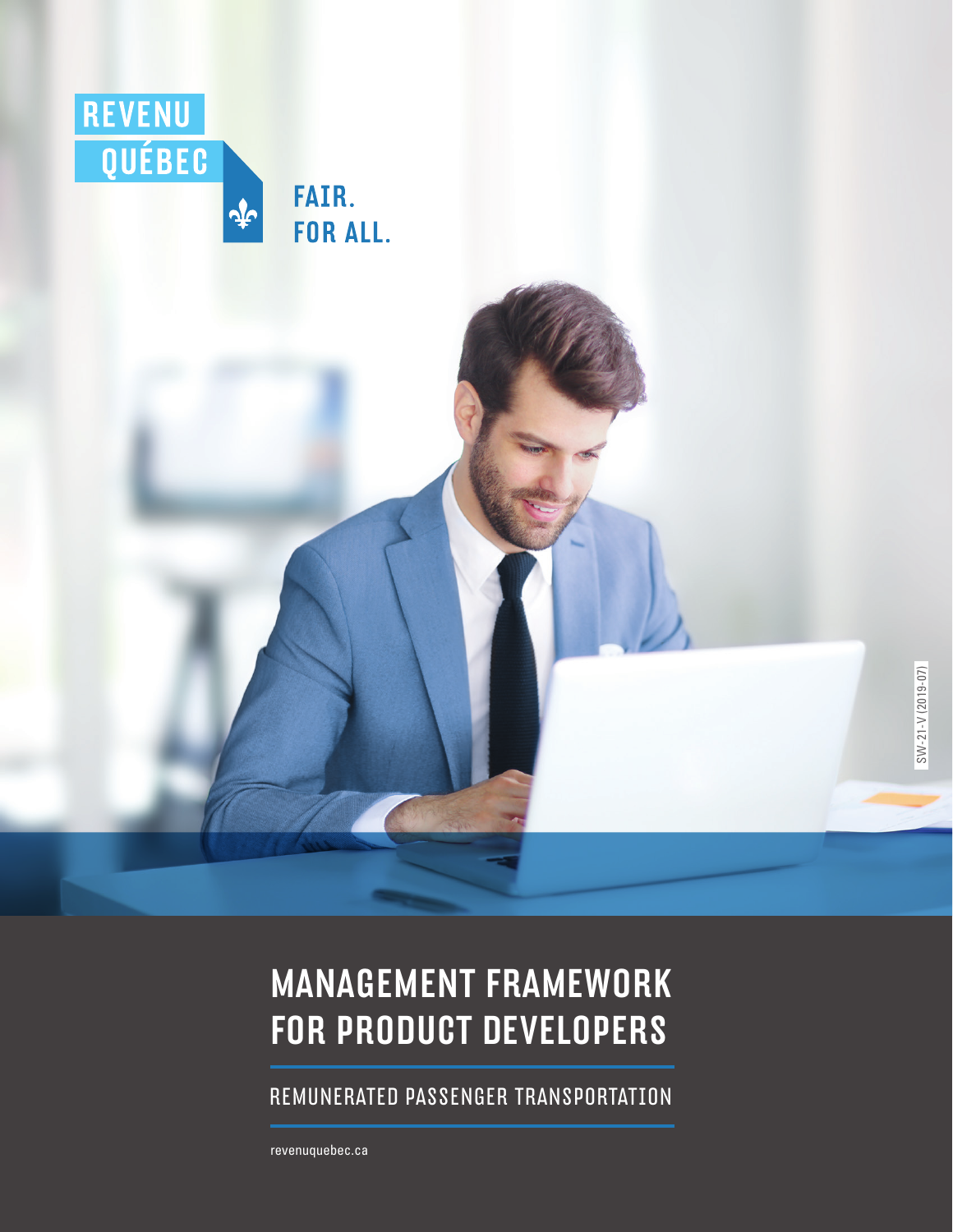REVENU QUÉBEC

FAIR.
FOR ALL.

SW-21-V (2019-07)

# MANAGEMENT FRAMEWORK FOR PRODUCT DEVELOPERS

## REMUNERATED PASSENGER TRANSPORTATION

revenuquebec.ca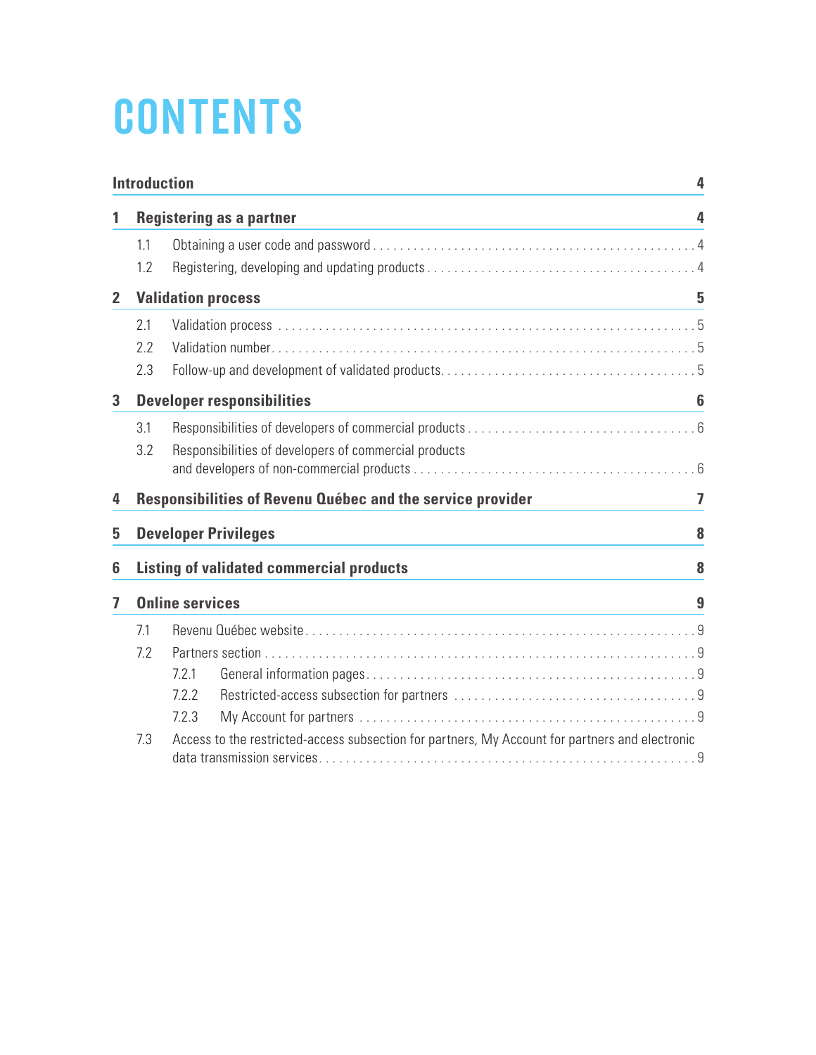# CONTENTS

**Introduction** 4

**1 Registering as a partner** 4

- 1.1 Obtaining a user code and password . . . . . 4
- 1.2 Registering, developing and updating products . . . . . 4

**2 Validation process** 5

- 2.1 Validation process . . . . . 5
- 2.2 Validation number . . . . . 5
- 2.3 Follow-up and development of validated products . . . . . 5

**3 Developer responsibilities** 6

- 3.1 Responsibilities of developers of commercial products . . . . . 6
- 3.2 Responsibilities of developers of commercial products and developers of non-commercial products . . . . . 6

**4 Responsibilities of Revenu Québec and the service provider** 7

**5 Developer Privileges** 8

**6 Listing of validated commercial products** 8

**7 Online services** 9

- 7.1 Revenu Québec website . . . . . 9
- 7.2 Partners section . . . . . 9
  - 7.2.1 General information pages . . . . . 9
  - 7.2.2 Restricted-access subsection for partners . . . . . 9
  - 7.2.3 My Account for partners . . . . . 9
- 7.3 Access to the restricted-access subsection for partners, My Account for partners and electronic data transmission services . . . . . 9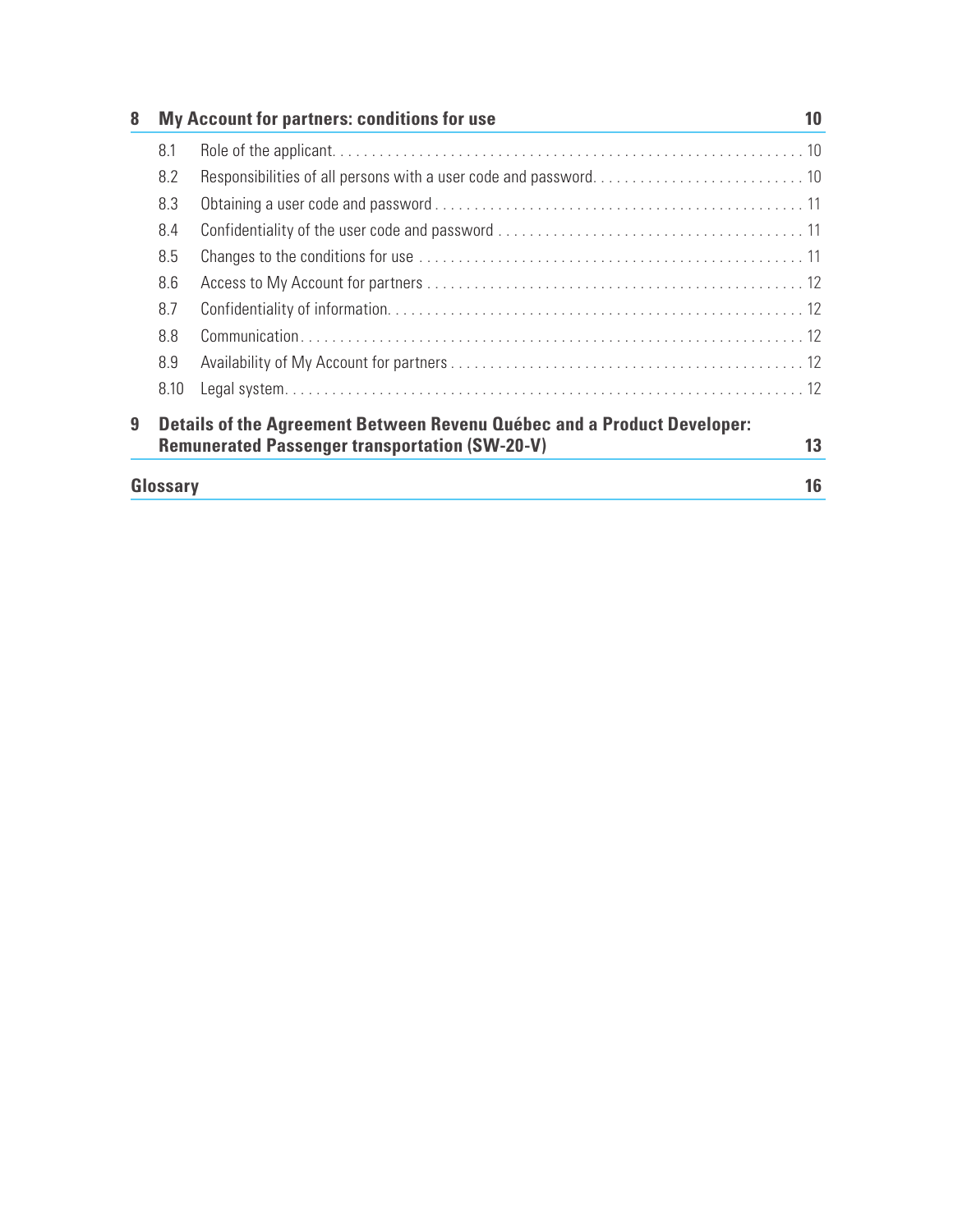**8 My Account for partners: conditions for use** 10

- 8.1 Role of the applicant . . . 10
- 8.2 Responsibilities of all persons with a user code and password . . . 10
- 8.3 Obtaining a user code and password . . . 11
- 8.4 Confidentiality of the user code and password . . . 11
- 8.5 Changes to the conditions for use . . . 11
- 8.6 Access to My Account for partners . . . 12
- 8.7 Confidentiality of information . . . 12
- 8.8 Communication . . . 12
- 8.9 Availability of My Account for partners . . . 12
- 8.10 Legal system . . . 12

**9 Details of the Agreement Between Revenu Québec and a Product Developer: Remunerated Passenger transportation (SW-20-V)** 13

**Glossary** 16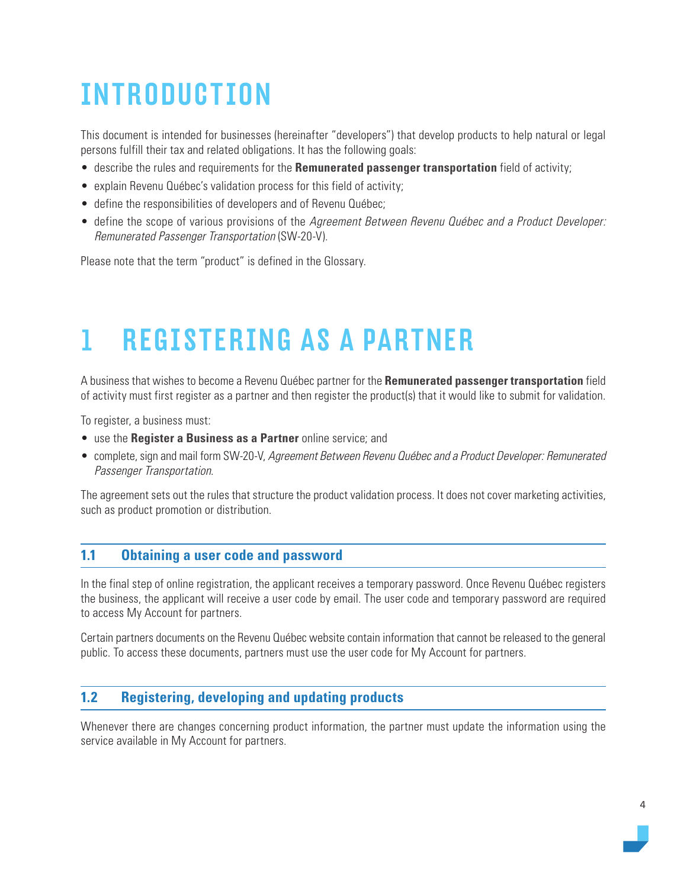# INTRODUCTION

This document is intended for businesses (hereinafter "developers") that develop products to help natural or legal persons fulfill their tax and related obligations. It has the following goals:

- describe the rules and requirements for the **Remunerated passenger transportation** field of activity;
- explain Revenu Québec's validation process for this field of activity;
- define the responsibilities of developers and of Revenu Québec;
- define the scope of various provisions of the *Agreement Between Revenu Québec and a Product Developer: Remunerated Passenger Transportation* (SW-20-V).

Please note that the term "product" is defined in the Glossary.

# 1 REGISTERING AS A PARTNER

A business that wishes to become a Revenu Québec partner for the **Remunerated passenger transportation** field of activity must first register as a partner and then register the product(s) that it would like to submit for validation.

To register, a business must:

- use the **Register a Business as a Partner** online service; and
- complete, sign and mail form SW-20-V, *Agreement Between Revenu Québec and a Product Developer: Remunerated Passenger Transportation*.

The agreement sets out the rules that structure the product validation process. It does not cover marketing activities, such as product promotion or distribution.

## 1.1 Obtaining a user code and password

In the final step of online registration, the applicant receives a temporary password. Once Revenu Québec registers the business, the applicant will receive a user code by email. The user code and temporary password are required to access My Account for partners.

Certain partners documents on the Revenu Québec website contain information that cannot be released to the general public. To access these documents, partners must use the user code for My Account for partners.

## 1.2 Registering, developing and updating products

Whenever there are changes concerning product information, the partner must update the information using the service available in My Account for partners.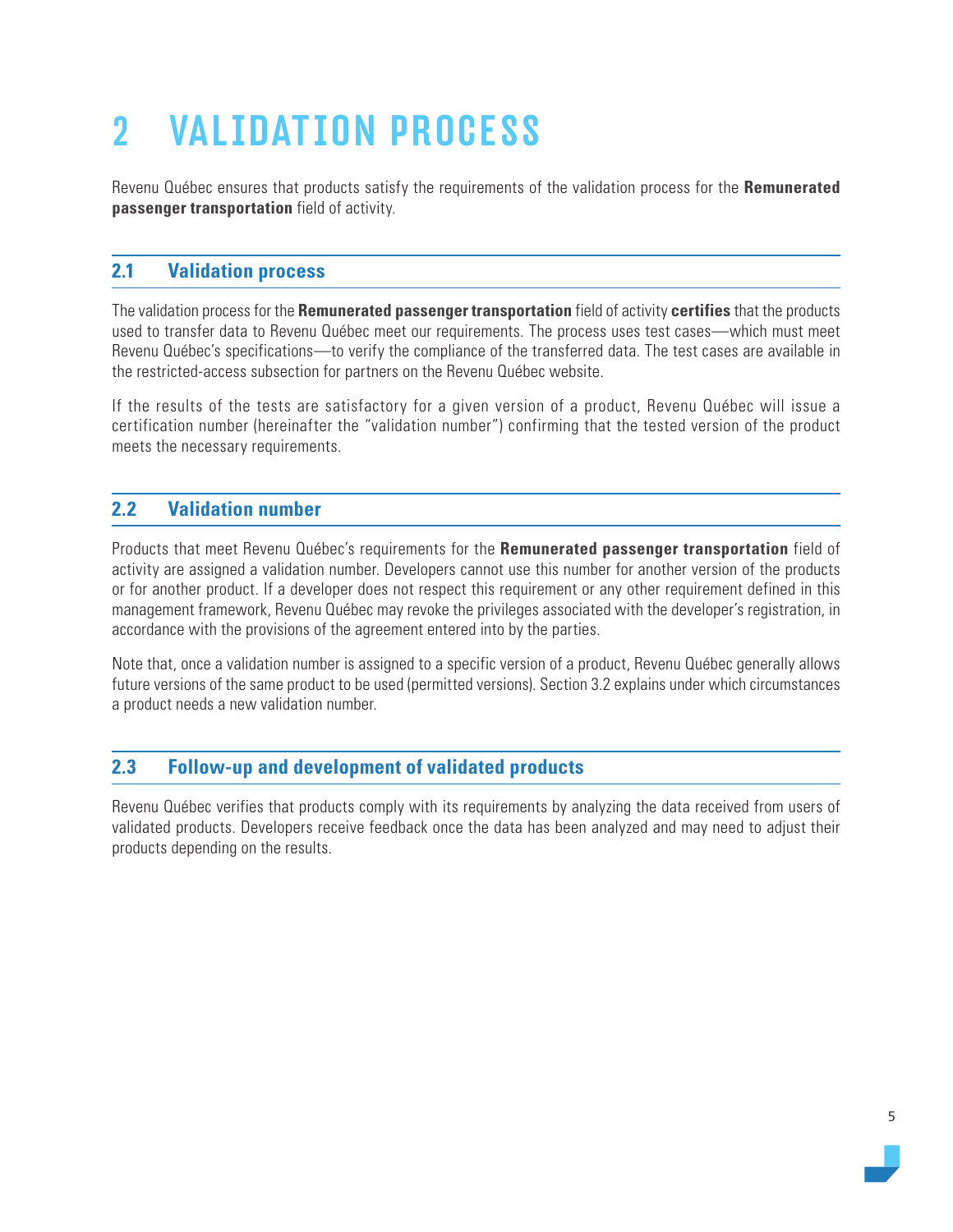# 2 VALIDATION PROCESS

Revenu Québec ensures that products satisfy the requirements of the validation process for the **Remunerated passenger transportation** field of activity.

## 2.1 Validation process

The validation process for the **Remunerated passenger transportation** field of activity **certifies** that the products used to transfer data to Revenu Québec meet our requirements. The process uses test cases—which must meet Revenu Québec's specifications—to verify the compliance of the transferred data. The test cases are available in the restricted-access subsection for partners on the Revenu Québec website.

If the results of the tests are satisfactory for a given version of a product, Revenu Québec will issue a certification number (hereinafter the "validation number") confirming that the tested version of the product meets the necessary requirements.

## 2.2 Validation number

Products that meet Revenu Québec's requirements for the **Remunerated passenger transportation** field of activity are assigned a validation number. Developers cannot use this number for another version of the products or for another product. If a developer does not respect this requirement or any other requirement defined in this management framework, Revenu Québec may revoke the privileges associated with the developer's registration, in accordance with the provisions of the agreement entered into by the parties.

Note that, once a validation number is assigned to a specific version of a product, Revenu Québec generally allows future versions of the same product to be used (permitted versions). Section 3.2 explains under which circumstances a product needs a new validation number.

## 2.3 Follow-up and development of validated products

Revenu Québec verifies that products comply with its requirements by analyzing the data received from users of validated products. Developers receive feedback once the data has been analyzed and may need to adjust their products depending on the results.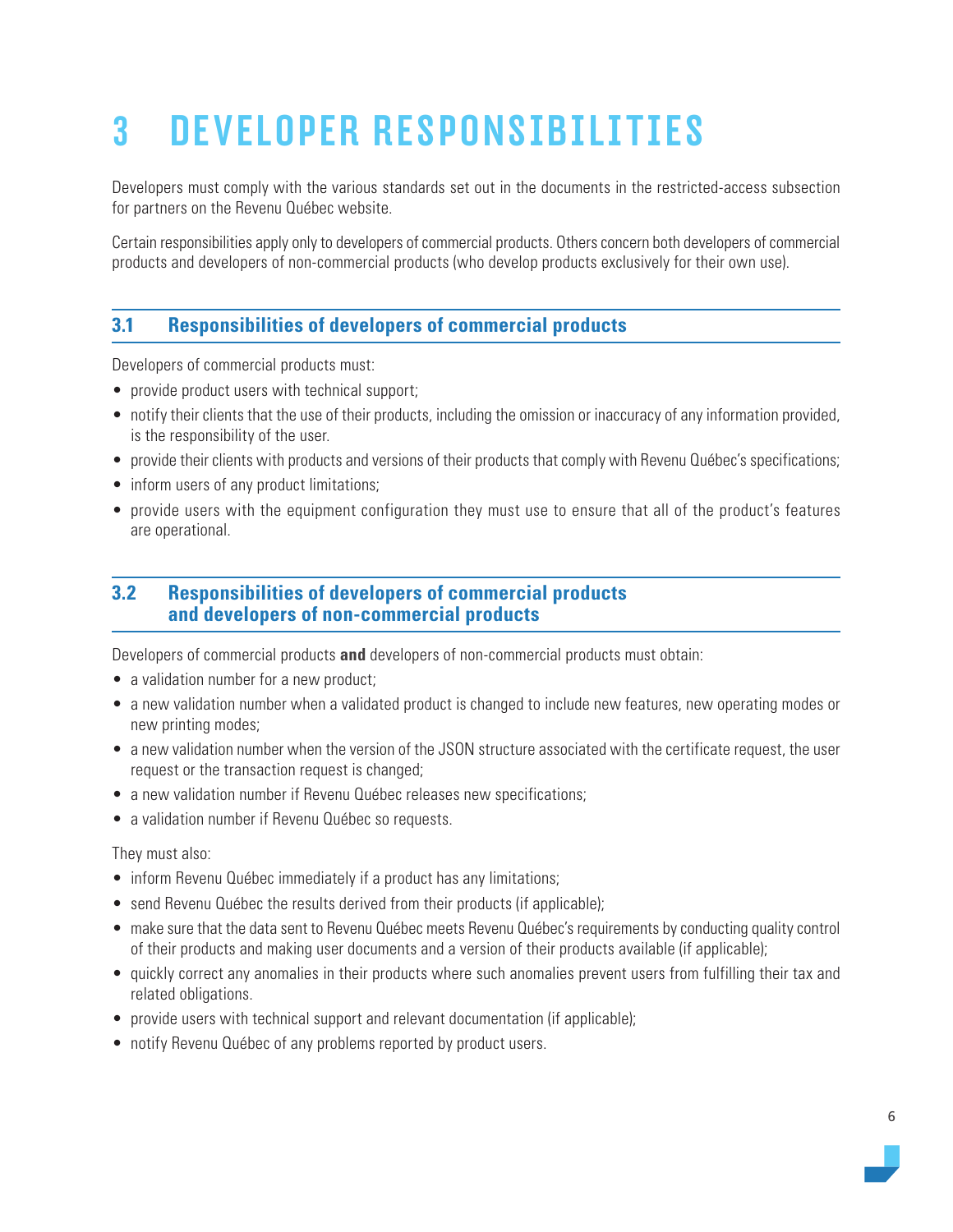# 3 DEVELOPER RESPONSIBILITIES

Developers must comply with the various standards set out in the documents in the restricted-access subsection for partners on the Revenu Québec website.

Certain responsibilities apply only to developers of commercial products. Others concern both developers of commercial products and developers of non-commercial products (who develop products exclusively for their own use).

## 3.1 Responsibilities of developers of commercial products

Developers of commercial products must:

- provide product users with technical support;
- notify their clients that the use of their products, including the omission or inaccuracy of any information provided, is the responsibility of the user.
- provide their clients with products and versions of their products that comply with Revenu Québec's specifications;
- inform users of any product limitations;
- provide users with the equipment configuration they must use to ensure that all of the product's features are operational.

## 3.2 Responsibilities of developers of commercial products and developers of non-commercial products

Developers of commercial products **and** developers of non-commercial products must obtain:

- a validation number for a new product;
- a new validation number when a validated product is changed to include new features, new operating modes or new printing modes;
- a new validation number when the version of the JSON structure associated with the certificate request, the user request or the transaction request is changed;
- a new validation number if Revenu Québec releases new specifications;
- a validation number if Revenu Québec so requests.

They must also:

- inform Revenu Québec immediately if a product has any limitations;
- send Revenu Québec the results derived from their products (if applicable);
- make sure that the data sent to Revenu Québec meets Revenu Québec's requirements by conducting quality control of their products and making user documents and a version of their products available (if applicable);
- quickly correct any anomalies in their products where such anomalies prevent users from fulfilling their tax and related obligations.
- provide users with technical support and relevant documentation (if applicable);
- notify Revenu Québec of any problems reported by product users.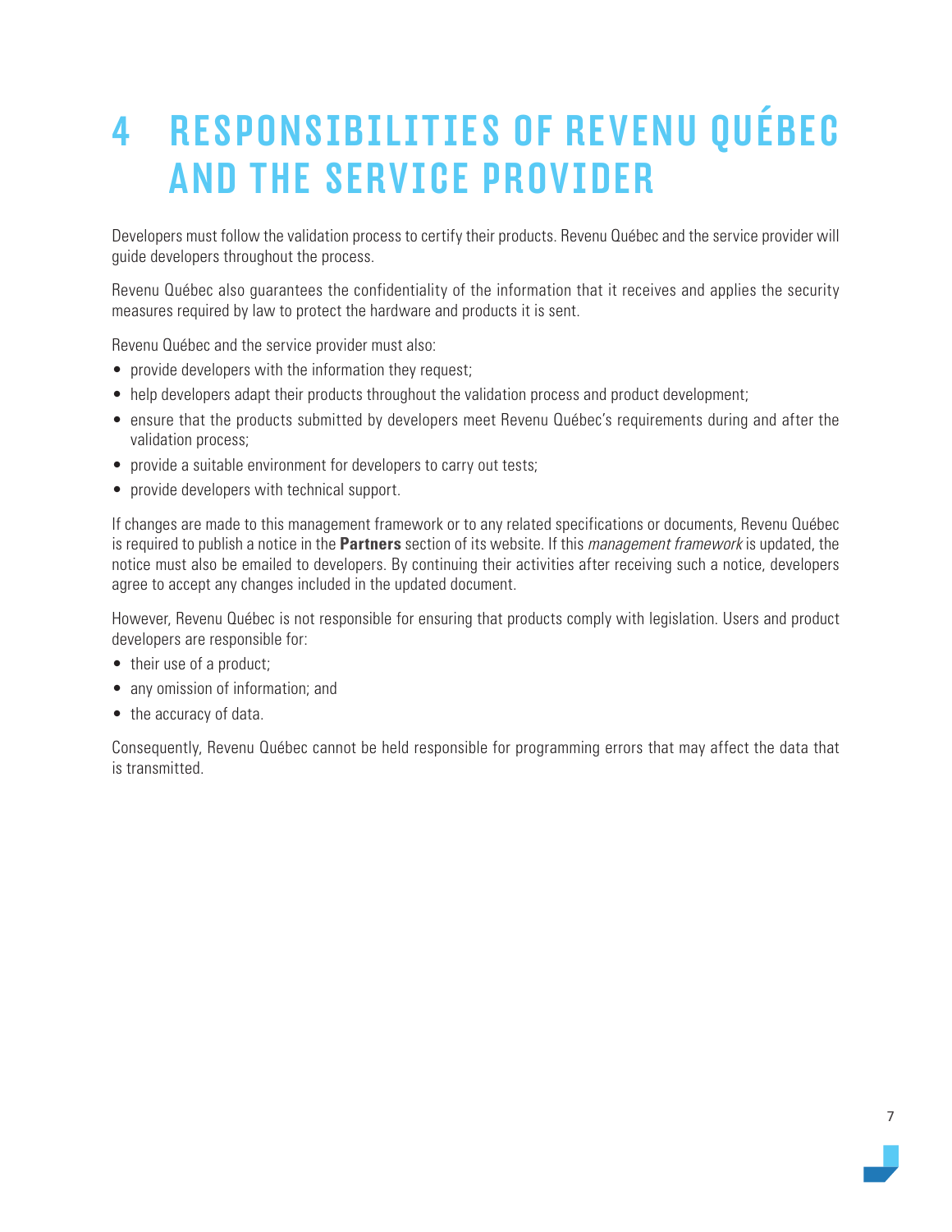# 4 RESPONSIBILITIES OF REVENU QUÉBEC AND THE SERVICE PROVIDER

Developers must follow the validation process to certify their products. Revenu Québec and the service provider will guide developers throughout the process.

Revenu Québec also guarantees the confidentiality of the information that it receives and applies the security measures required by law to protect the hardware and products it is sent.

Revenu Québec and the service provider must also:

- provide developers with the information they request;
- help developers adapt their products throughout the validation process and product development;
- ensure that the products submitted by developers meet Revenu Québec's requirements during and after the validation process;
- provide a suitable environment for developers to carry out tests;
- provide developers with technical support.

If changes are made to this management framework or to any related specifications or documents, Revenu Québec is required to publish a notice in the **Partners** section of its website. If this *management framework* is updated, the notice must also be emailed to developers. By continuing their activities after receiving such a notice, developers agree to accept any changes included in the updated document.

However, Revenu Québec is not responsible for ensuring that products comply with legislation. Users and product developers are responsible for:

- their use of a product;
- any omission of information; and
- the accuracy of data.

Consequently, Revenu Québec cannot be held responsible for programming errors that may affect the data that is transmitted.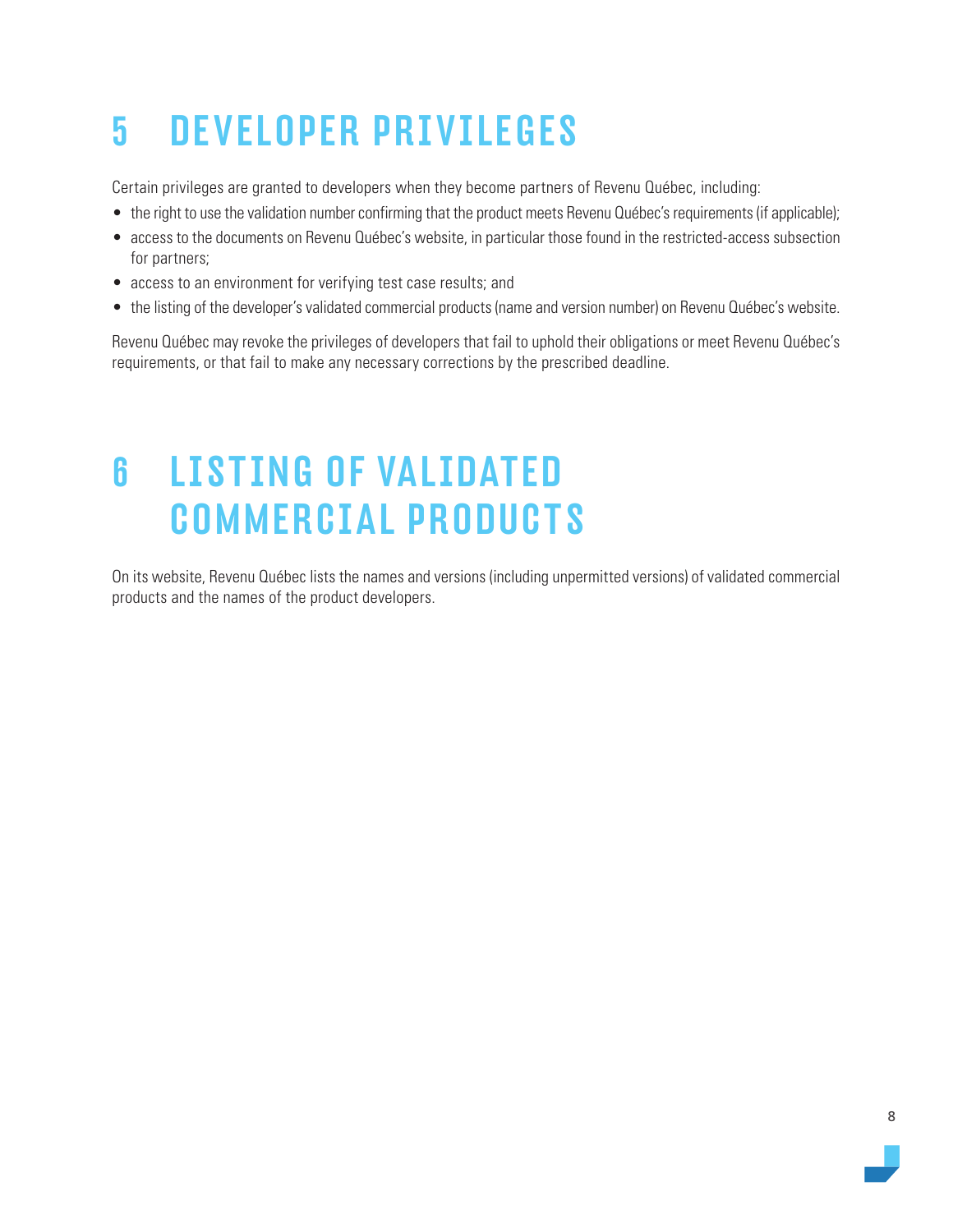# 5 DEVELOPER PRIVILEGES

Certain privileges are granted to developers when they become partners of Revenu Québec, including:

- the right to use the validation number confirming that the product meets Revenu Québec's requirements (if applicable);
- access to the documents on Revenu Québec's website, in particular those found in the restricted-access subsection for partners;
- access to an environment for verifying test case results; and
- the listing of the developer's validated commercial products (name and version number) on Revenu Québec's website.

Revenu Québec may revoke the privileges of developers that fail to uphold their obligations or meet Revenu Québec's requirements, or that fail to make any necessary corrections by the prescribed deadline.

# 6 LISTING OF VALIDATED COMMERCIAL PRODUCTS

On its website, Revenu Québec lists the names and versions (including unpermitted versions) of validated commercial products and the names of the product developers.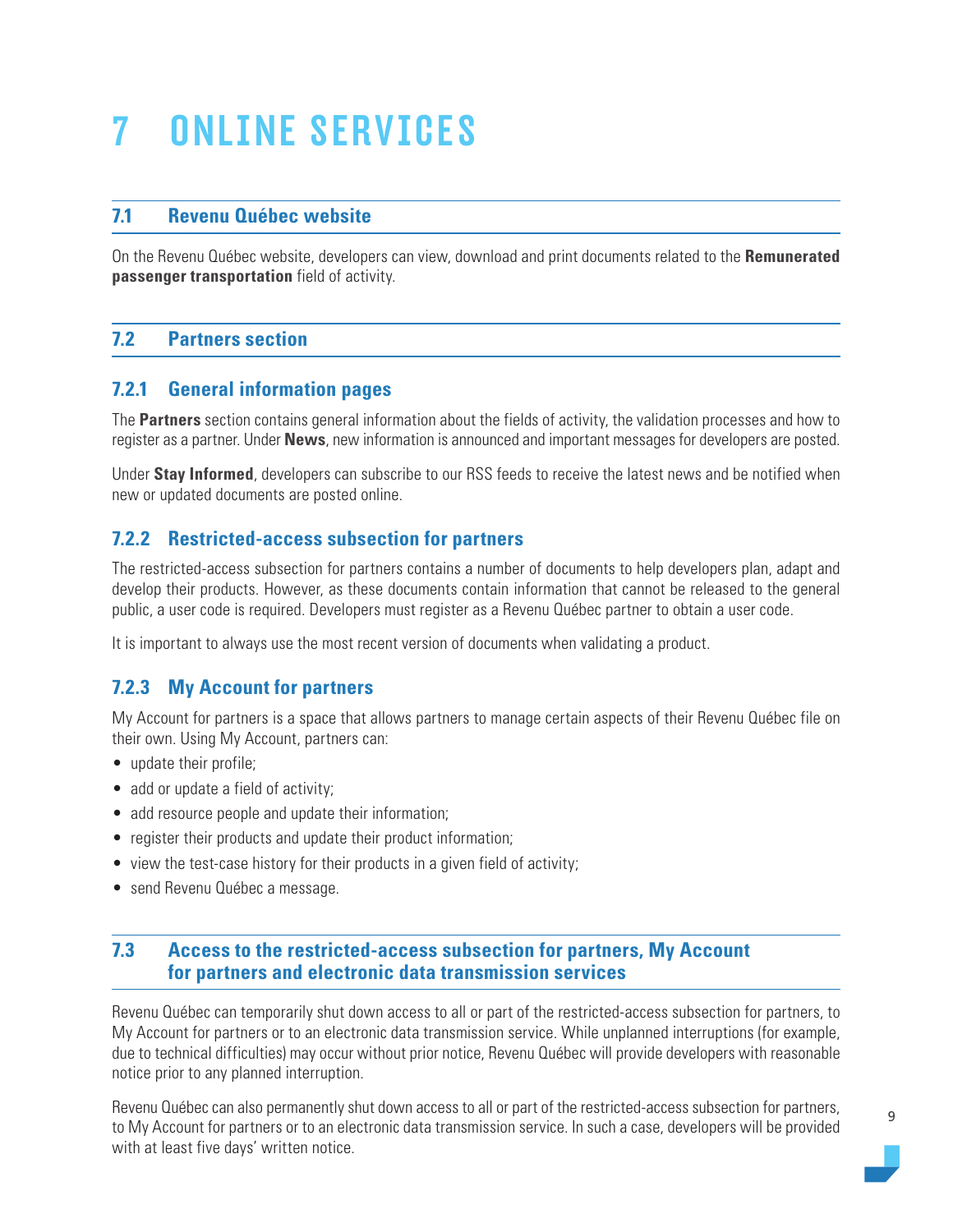# 7 ONLINE SERVICES

## 7.1 Revenu Québec website

On the Revenu Québec website, developers can view, download and print documents related to the **Remunerated passenger transportation** field of activity.

## 7.2 Partners section

### 7.2.1 General information pages

The **Partners** section contains general information about the fields of activity, the validation processes and how to register as a partner. Under **News**, new information is announced and important messages for developers are posted.

Under **Stay Informed**, developers can subscribe to our RSS feeds to receive the latest news and be notified when new or updated documents are posted online.

### 7.2.2 Restricted-access subsection for partners

The restricted-access subsection for partners contains a number of documents to help developers plan, adapt and develop their products. However, as these documents contain information that cannot be released to the general public, a user code is required. Developers must register as a Revenu Québec partner to obtain a user code.

It is important to always use the most recent version of documents when validating a product.

### 7.2.3 My Account for partners

My Account for partners is a space that allows partners to manage certain aspects of their Revenu Québec file on their own. Using My Account, partners can:

- update their profile;
- add or update a field of activity;
- add resource people and update their information;
- register their products and update their product information;
- view the test-case history for their products in a given field of activity;
- send Revenu Québec a message.

## 7.3 Access to the restricted-access subsection for partners, My Account for partners and electronic data transmission services

Revenu Québec can temporarily shut down access to all or part of the restricted-access subsection for partners, to My Account for partners or to an electronic data transmission service. While unplanned interruptions (for example, due to technical difficulties) may occur without prior notice, Revenu Québec will provide developers with reasonable notice prior to any planned interruption.

Revenu Québec can also permanently shut down access to all or part of the restricted-access subsection for partners, to My Account for partners or to an electronic data transmission service. In such a case, developers will be provided with at least five days' written notice.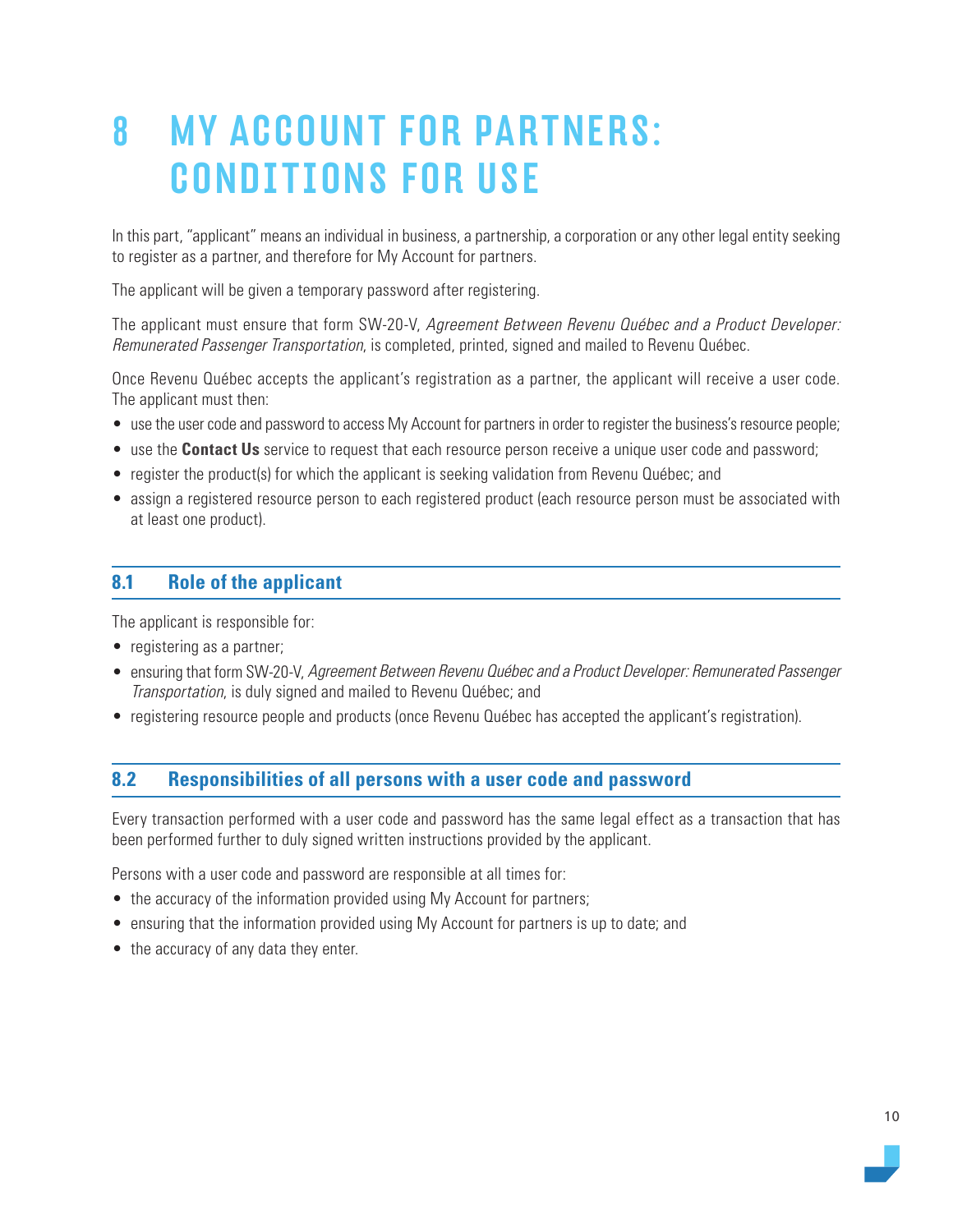# 8 MY ACCOUNT FOR PARTNERS: CONDITIONS FOR USE

In this part, "applicant" means an individual in business, a partnership, a corporation or any other legal entity seeking to register as a partner, and therefore for My Account for partners.

The applicant will be given a temporary password after registering.

The applicant must ensure that form SW-20-V, *Agreement Between Revenu Québec and a Product Developer: Remunerated Passenger Transportation*, is completed, printed, signed and mailed to Revenu Québec.

Once Revenu Québec accepts the applicant's registration as a partner, the applicant will receive a user code. The applicant must then:

- use the user code and password to access My Account for partners in order to register the business's resource people;
- use the **Contact Us** service to request that each resource person receive a unique user code and password;
- register the product(s) for which the applicant is seeking validation from Revenu Québec; and
- assign a registered resource person to each registered product (each resource person must be associated with at least one product).

## 8.1 Role of the applicant

The applicant is responsible for:

- registering as a partner;
- ensuring that form SW-20-V, *Agreement Between Revenu Québec and a Product Developer: Remunerated Passenger Transportation*, is duly signed and mailed to Revenu Québec; and
- registering resource people and products (once Revenu Québec has accepted the applicant's registration).

## 8.2 Responsibilities of all persons with a user code and password

Every transaction performed with a user code and password has the same legal effect as a transaction that has been performed further to duly signed written instructions provided by the applicant.

Persons with a user code and password are responsible at all times for:

- the accuracy of the information provided using My Account for partners;
- ensuring that the information provided using My Account for partners is up to date; and
- the accuracy of any data they enter.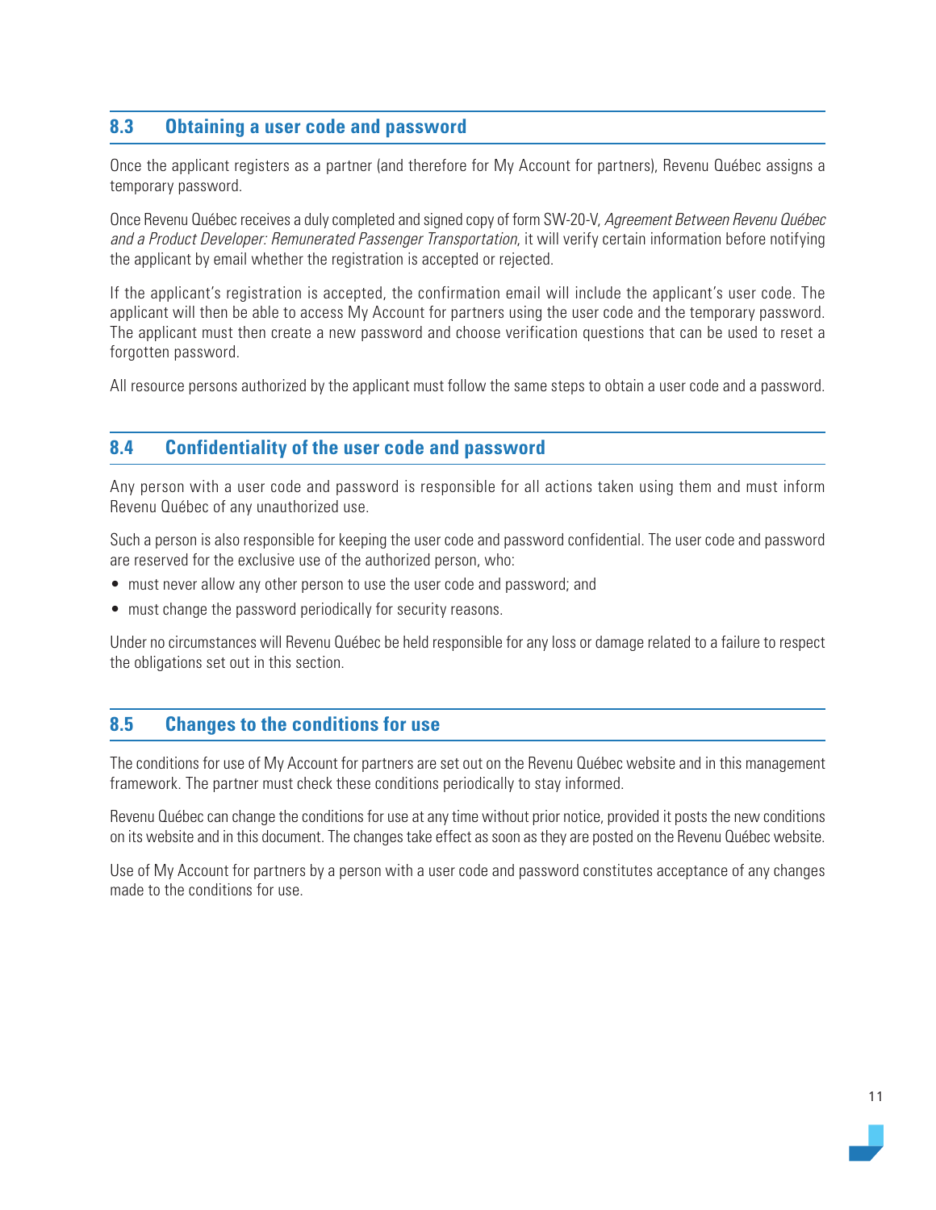## 8.3 Obtaining a user code and password

Once the applicant registers as a partner (and therefore for My Account for partners), Revenu Québec assigns a temporary password.

Once Revenu Québec receives a duly completed and signed copy of form SW-20-V, *Agreement Between Revenu Québec and a Product Developer: Remunerated Passenger Transportation*, it will verify certain information before notifying the applicant by email whether the registration is accepted or rejected.

If the applicant's registration is accepted, the confirmation email will include the applicant's user code. The applicant will then be able to access My Account for partners using the user code and the temporary password. The applicant must then create a new password and choose verification questions that can be used to reset a forgotten password.

All resource persons authorized by the applicant must follow the same steps to obtain a user code and a password.

## 8.4 Confidentiality of the user code and password

Any person with a user code and password is responsible for all actions taken using them and must inform Revenu Québec of any unauthorized use.

Such a person is also responsible for keeping the user code and password confidential. The user code and password are reserved for the exclusive use of the authorized person, who:

- must never allow any other person to use the user code and password; and
- must change the password periodically for security reasons.

Under no circumstances will Revenu Québec be held responsible for any loss or damage related to a failure to respect the obligations set out in this section.

## 8.5 Changes to the conditions for use

The conditions for use of My Account for partners are set out on the Revenu Québec website and in this management framework. The partner must check these conditions periodically to stay informed.

Revenu Québec can change the conditions for use at any time without prior notice, provided it posts the new conditions on its website and in this document. The changes take effect as soon as they are posted on the Revenu Québec website.

Use of My Account for partners by a person with a user code and password constitutes acceptance of any changes made to the conditions for use.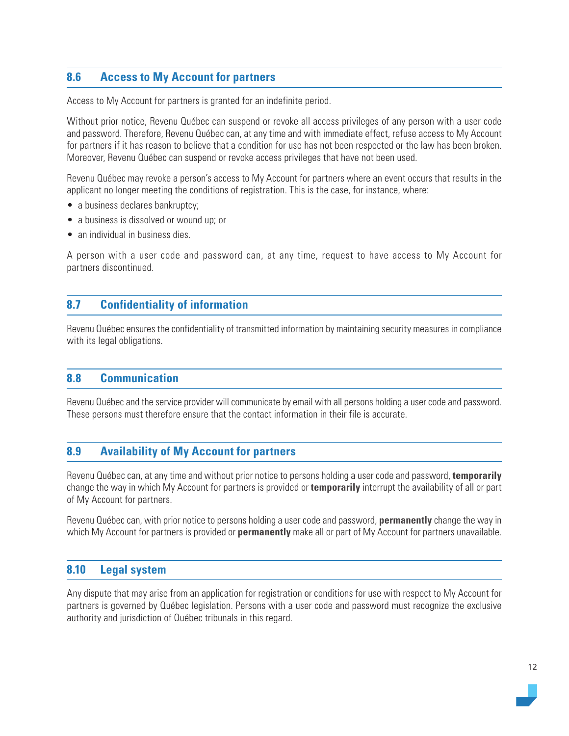## 8.6 Access to My Account for partners

Access to My Account for partners is granted for an indefinite period.

Without prior notice, Revenu Québec can suspend or revoke all access privileges of any person with a user code and password. Therefore, Revenu Québec can, at any time and with immediate effect, refuse access to My Account for partners if it has reason to believe that a condition for use has not been respected or the law has been broken. Moreover, Revenu Québec can suspend or revoke access privileges that have not been used.

Revenu Québec may revoke a person's access to My Account for partners where an event occurs that results in the applicant no longer meeting the conditions of registration. This is the case, for instance, where:

- a business declares bankruptcy;
- a business is dissolved or wound up; or
- an individual in business dies.

A person with a user code and password can, at any time, request to have access to My Account for partners discontinued.

## 8.7 Confidentiality of information

Revenu Québec ensures the confidentiality of transmitted information by maintaining security measures in compliance with its legal obligations.

## 8.8 Communication

Revenu Québec and the service provider will communicate by email with all persons holding a user code and password. These persons must therefore ensure that the contact information in their file is accurate.

## 8.9 Availability of My Account for partners

Revenu Québec can, at any time and without prior notice to persons holding a user code and password, **temporarily** change the way in which My Account for partners is provided or **temporarily** interrupt the availability of all or part of My Account for partners.

Revenu Québec can, with prior notice to persons holding a user code and password, **permanently** change the way in which My Account for partners is provided or **permanently** make all or part of My Account for partners unavailable.

## 8.10 Legal system

Any dispute that may arise from an application for registration or conditions for use with respect to My Account for partners is governed by Québec legislation. Persons with a user code and password must recognize the exclusive authority and jurisdiction of Québec tribunals in this regard.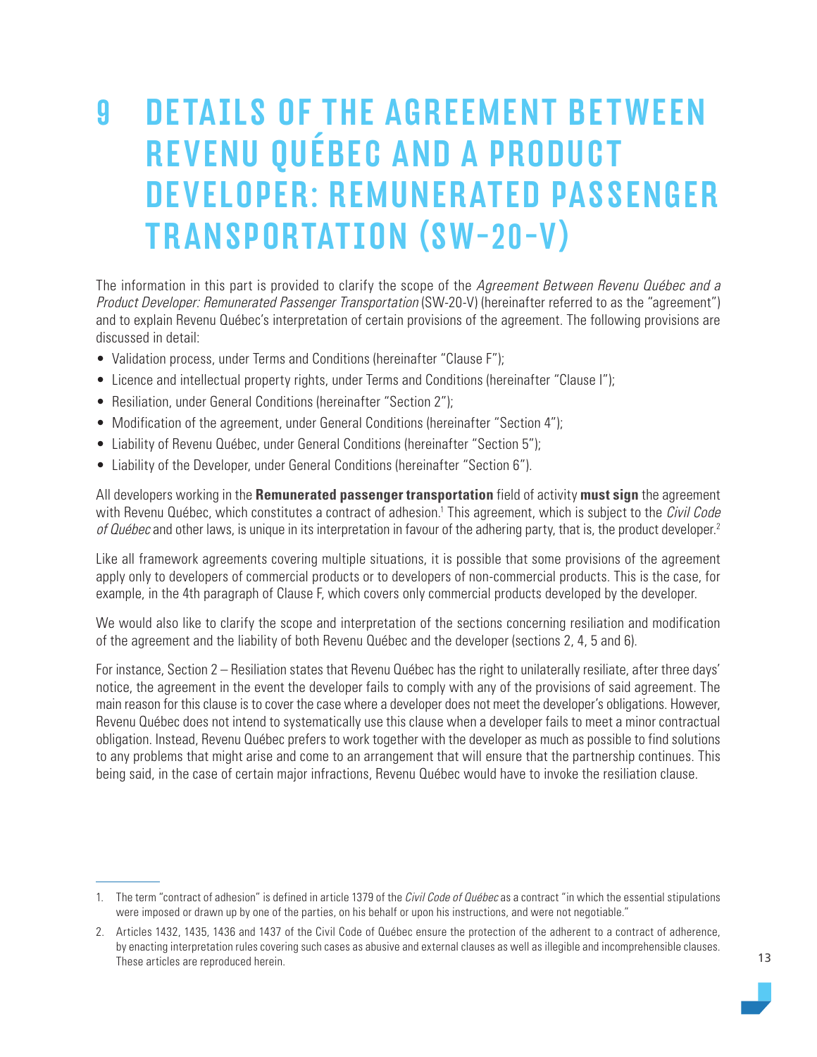# 9 DETAILS OF THE AGREEMENT BETWEEN REVENU QUÉBEC AND A PRODUCT DEVELOPER: REMUNERATED PASSENGER TRANSPORTATION (SW-20-V)

The information in this part is provided to clarify the scope of the *Agreement Between Revenu Québec and a Product Developer: Remunerated Passenger Transportation* (SW-20-V) (hereinafter referred to as the "agreement") and to explain Revenu Québec's interpretation of certain provisions of the agreement. The following provisions are discussed in detail:

- Validation process, under Terms and Conditions (hereinafter "Clause F");
- Licence and intellectual property rights, under Terms and Conditions (hereinafter "Clause I");
- Resiliation, under General Conditions (hereinafter "Section 2");
- Modification of the agreement, under General Conditions (hereinafter "Section 4");
- Liability of Revenu Québec, under General Conditions (hereinafter "Section 5");
- Liability of the Developer, under General Conditions (hereinafter "Section 6").

All developers working in the **Remunerated passenger transportation** field of activity **must sign** the agreement with Revenu Québec, which constitutes a contract of adhesion.[1] This agreement, which is subject to the *Civil Code of Québec* and other laws, is unique in its interpretation in favour of the adhering party, that is, the product developer.[2]

Like all framework agreements covering multiple situations, it is possible that some provisions of the agreement apply only to developers of commercial products or to developers of non-commercial products. This is the case, for example, in the 4th paragraph of Clause F, which covers only commercial products developed by the developer.

We would also like to clarify the scope and interpretation of the sections concerning resiliation and modification of the agreement and the liability of both Revenu Québec and the developer (sections 2, 4, 5 and 6).

For instance, Section 2 – Resiliation states that Revenu Québec has the right to unilaterally resiliate, after three days' notice, the agreement in the event the developer fails to comply with any of the provisions of said agreement. The main reason for this clause is to cover the case where a developer does not meet the developer's obligations. However, Revenu Québec does not intend to systematically use this clause when a developer fails to meet a minor contractual obligation. Instead, Revenu Québec prefers to work together with the developer as much as possible to find solutions to any problems that might arise and come to an arrangement that will ensure that the partnership continues. This being said, in the case of certain major infractions, Revenu Québec would have to invoke the resiliation clause.

---

1. The term "contract of adhesion" is defined in article 1379 of the *Civil Code of Québec* as a contract "in which the essential stipulations were imposed or drawn up by one of the parties, on his behalf or upon his instructions, and were not negotiable."
2. Articles 1432, 1435, 1436 and 1437 of the Civil Code of Québec ensure the protection of the adherent to a contract of adherence, by enacting interpretation rules covering such cases as abusive and external clauses as well as illegible and incomprehensible clauses. These articles are reproduced herein.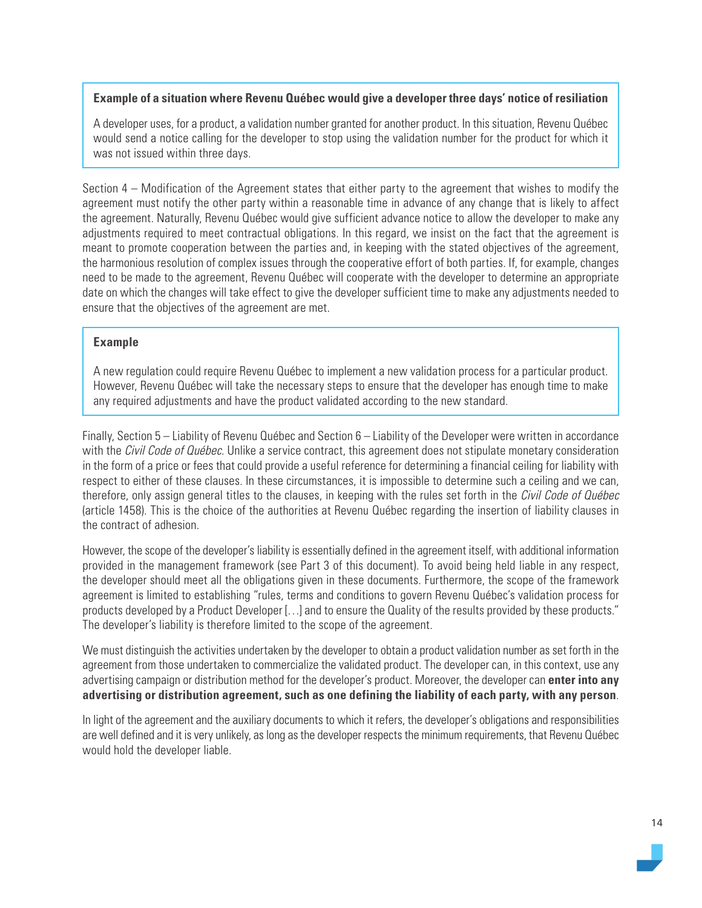> **Example of a situation where Revenu Québec would give a developer three days' notice of resiliation**
>
> A developer uses, for a product, a validation number granted for another product. In this situation, Revenu Québec would send a notice calling for the developer to stop using the validation number for the product for which it was not issued within three days.

Section 4 – Modification of the Agreement states that either party to the agreement that wishes to modify the agreement must notify the other party within a reasonable time in advance of any change that is likely to affect the agreement. Naturally, Revenu Québec would give sufficient advance notice to allow the developer to make any adjustments required to meet contractual obligations. In this regard, we insist on the fact that the agreement is meant to promote cooperation between the parties and, in keeping with the stated objectives of the agreement, the harmonious resolution of complex issues through the cooperative effort of both parties. If, for example, changes need to be made to the agreement, Revenu Québec will cooperate with the developer to determine an appropriate date on which the changes will take effect to give the developer sufficient time to make any adjustments needed to ensure that the objectives of the agreement are met.

> **Example**
>
> A new regulation could require Revenu Québec to implement a new validation process for a particular product. However, Revenu Québec will take the necessary steps to ensure that the developer has enough time to make any required adjustments and have the product validated according to the new standard.

Finally, Section 5 – Liability of Revenu Québec and Section 6 – Liability of the Developer were written in accordance with the *Civil Code of Québec*. Unlike a service contract, this agreement does not stipulate monetary consideration in the form of a price or fees that could provide a useful reference for determining a financial ceiling for liability with respect to either of these clauses. In these circumstances, it is impossible to determine such a ceiling and we can, therefore, only assign general titles to the clauses, in keeping with the rules set forth in the *Civil Code of Québec* (article 1458). This is the choice of the authorities at Revenu Québec regarding the insertion of liability clauses in the contract of adhesion.

However, the scope of the developer's liability is essentially defined in the agreement itself, with additional information provided in the management framework (see Part 3 of this document). To avoid being held liable in any respect, the developer should meet all the obligations given in these documents. Furthermore, the scope of the framework agreement is limited to establishing "rules, terms and conditions to govern Revenu Québec's validation process for products developed by a Product Developer […] and to ensure the Quality of the results provided by these products." The developer's liability is therefore limited to the scope of the agreement.

We must distinguish the activities undertaken by the developer to obtain a product validation number as set forth in the agreement from those undertaken to commercialize the validated product. The developer can, in this context, use any advertising campaign or distribution method for the developer's product. Moreover, the developer can **enter into any advertising or distribution agreement, such as one defining the liability of each party, with any person**.

In light of the agreement and the auxiliary documents to which it refers, the developer's obligations and responsibilities are well defined and it is very unlikely, as long as the developer respects the minimum requirements, that Revenu Québec would hold the developer liable.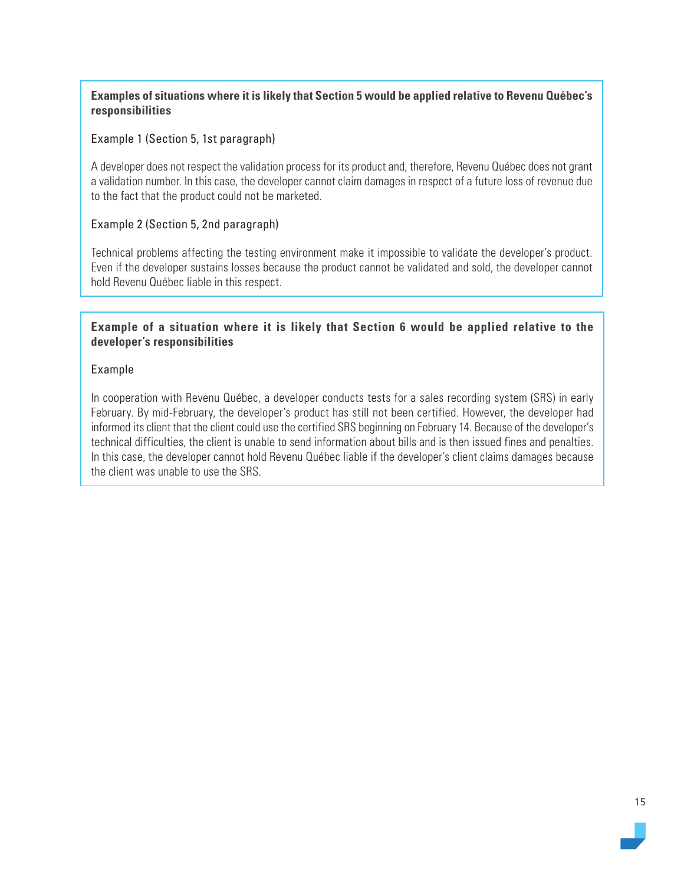**Examples of situations where it is likely that Section 5 would be applied relative to Revenu Québec's responsibilities**

Example 1 (Section 5, 1st paragraph)

A developer does not respect the validation process for its product and, therefore, Revenu Québec does not grant a validation number. In this case, the developer cannot claim damages in respect of a future loss of revenue due to the fact that the product could not be marketed.

Example 2 (Section 5, 2nd paragraph)

Technical problems affecting the testing environment make it impossible to validate the developer's product. Even if the developer sustains losses because the product cannot be validated and sold, the developer cannot hold Revenu Québec liable in this respect.

**Example of a situation where it is likely that Section 6 would be applied relative to the developer's responsibilities**

Example

In cooperation with Revenu Québec, a developer conducts tests for a sales recording system (SRS) in early February. By mid-February, the developer's product has still not been certified. However, the developer had informed its client that the client could use the certified SRS beginning on February 14. Because of the developer's technical difficulties, the client is unable to send information about bills and is then issued fines and penalties. In this case, the developer cannot hold Revenu Québec liable if the developer's client claims damages because the client was unable to use the SRS.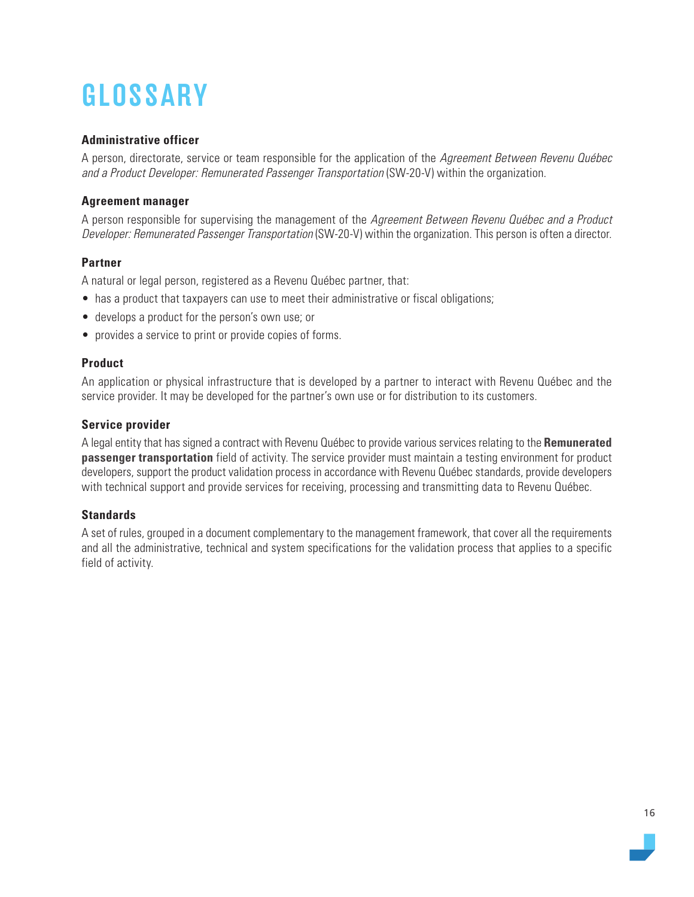# GLOSSARY

### Administrative officer

A person, directorate, service or team responsible for the application of the *Agreement Between Revenu Québec and a Product Developer: Remunerated Passenger Transportation* (SW-20-V) within the organization.

### Agreement manager

A person responsible for supervising the management of the *Agreement Between Revenu Québec and a Product Developer: Remunerated Passenger Transportation* (SW-20-V) within the organization. This person is often a director.

### Partner

A natural or legal person, registered as a Revenu Québec partner, that:

- has a product that taxpayers can use to meet their administrative or fiscal obligations;
- develops a product for the person's own use; or
- provides a service to print or provide copies of forms.

### Product

An application or physical infrastructure that is developed by a partner to interact with Revenu Québec and the service provider. It may be developed for the partner's own use or for distribution to its customers.

### Service provider

A legal entity that has signed a contract with Revenu Québec to provide various services relating to the **Remunerated passenger transportation** field of activity. The service provider must maintain a testing environment for product developers, support the product validation process in accordance with Revenu Québec standards, provide developers with technical support and provide services for receiving, processing and transmitting data to Revenu Québec.

### Standards

A set of rules, grouped in a document complementary to the management framework, that cover all the requirements and all the administrative, technical and system specifications for the validation process that applies to a specific field of activity.